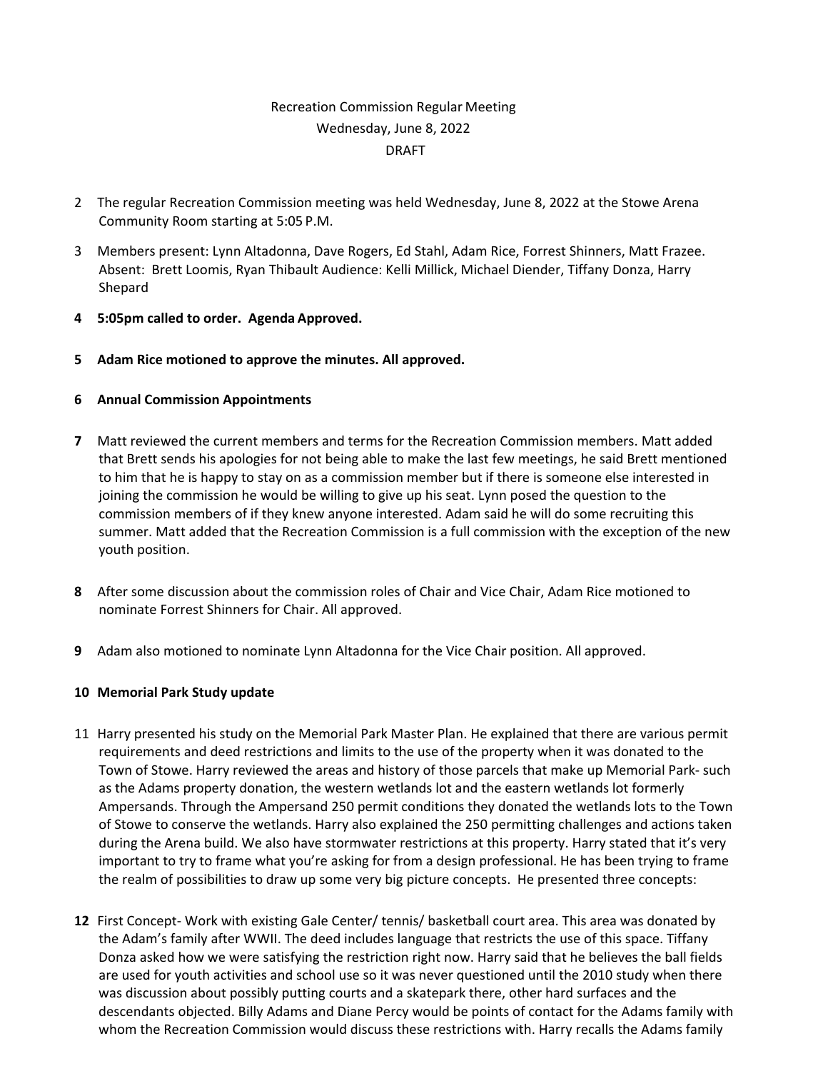Recreation Commission Regular Meeting
Wednesday, June 8, 2022
DRAFT

2 The regular Recreation Commission meeting was held Wednesday, June 8, 2022 at the Stowe Arena Community Room starting at 5:05 P.M.

3 Members present: Lynn Altadonna, Dave Rogers, Ed Stahl, Adam Rice, Forrest Shinners, Matt Frazee. Absent: Brett Loomis, Ryan Thibault Audience: Kelli Millick, Michael Diender, Tiffany Donza, Harry Shepard

**4 5:05pm called to order. Agenda Approved.**

**5 Adam Rice motioned to approve the minutes. All approved.**

**6 Annual Commission Appointments**

**7** Matt reviewed the current members and terms for the Recreation Commission members. Matt added that Brett sends his apologies for not being able to make the last few meetings, he said Brett mentioned to him that he is happy to stay on as a commission member but if there is someone else interested in joining the commission he would be willing to give up his seat. Lynn posed the question to the commission members of if they knew anyone interested. Adam said he will do some recruiting this summer. Matt added that the Recreation Commission is a full commission with the exception of the new youth position.

**8** After some discussion about the commission roles of Chair and Vice Chair, Adam Rice motioned to nominate Forrest Shinners for Chair. All approved.

**9** Adam also motioned to nominate Lynn Altadonna for the Vice Chair position. All approved.

**10 Memorial Park Study update**

11 Harry presented his study on the Memorial Park Master Plan. He explained that there are various permit requirements and deed restrictions and limits to the use of the property when it was donated to the Town of Stowe. Harry reviewed the areas and history of those parcels that make up Memorial Park- such as the Adams property donation, the western wetlands lot and the eastern wetlands lot formerly Ampersands. Through the Ampersand 250 permit conditions they donated the wetlands lots to the Town of Stowe to conserve the wetlands. Harry also explained the 250 permitting challenges and actions taken during the Arena build. We also have stormwater restrictions at this property. Harry stated that it's very important to try to frame what you're asking for from a design professional. He has been trying to frame the realm of possibilities to draw up some very big picture concepts. He presented three concepts:

**12** First Concept- Work with existing Gale Center/ tennis/ basketball court area. This area was donated by the Adam's family after WWII. The deed includes language that restricts the use of this space. Tiffany Donza asked how we were satisfying the restriction right now. Harry said that he believes the ball fields are used for youth activities and school use so it was never questioned until the 2010 study when there was discussion about possibly putting courts and a skatepark there, other hard surfaces and the descendants objected. Billy Adams and Diane Percy would be points of contact for the Adams family with whom the Recreation Commission would discuss these restrictions with. Harry recalls the Adams family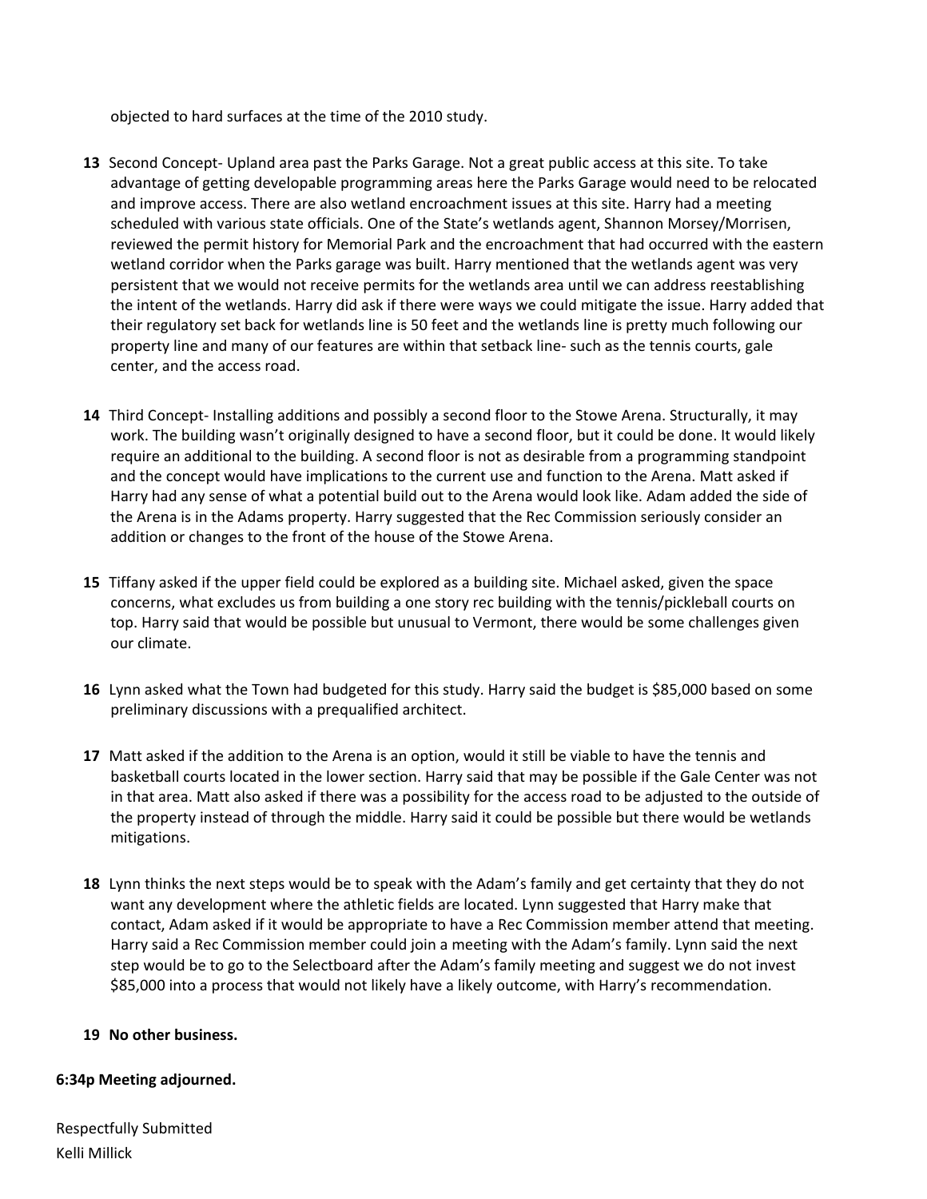objected to hard surfaces at the time of the 2010 study.

**13** Second Concept- Upland area past the Parks Garage. Not a great public access at this site. To take advantage of getting developable programming areas here the Parks Garage would need to be relocated and improve access. There are also wetland encroachment issues at this site. Harry had a meeting scheduled with various state officials. One of the State's wetlands agent, Shannon Morsey/Morrisen, reviewed the permit history for Memorial Park and the encroachment that had occurred with the eastern wetland corridor when the Parks garage was built. Harry mentioned that the wetlands agent was very persistent that we would not receive permits for the wetlands area until we can address reestablishing the intent of the wetlands. Harry did ask if there were ways we could mitigate the issue. Harry added that their regulatory set back for wetlands line is 50 feet and the wetlands line is pretty much following our property line and many of our features are within that setback line- such as the tennis courts, gale center, and the access road.

**14** Third Concept- Installing additions and possibly a second floor to the Stowe Arena. Structurally, it may work. The building wasn't originally designed to have a second floor, but it could be done. It would likely require an additional to the building. A second floor is not as desirable from a programming standpoint and the concept would have implications to the current use and function to the Arena. Matt asked if Harry had any sense of what a potential build out to the Arena would look like. Adam added the side of the Arena is in the Adams property. Harry suggested that the Rec Commission seriously consider an addition or changes to the front of the house of the Stowe Arena.

**15** Tiffany asked if the upper field could be explored as a building site. Michael asked, given the space concerns, what excludes us from building a one story rec building with the tennis/pickleball courts on top. Harry said that would be possible but unusual to Vermont, there would be some challenges given our climate.

**16** Lynn asked what the Town had budgeted for this study. Harry said the budget is $85,000 based on some preliminary discussions with a prequalified architect.

**17** Matt asked if the addition to the Arena is an option, would it still be viable to have the tennis and basketball courts located in the lower section. Harry said that may be possible if the Gale Center was not in that area. Matt also asked if there was a possibility for the access road to be adjusted to the outside of the property instead of through the middle. Harry said it could be possible but there would be wetlands mitigations.

**18** Lynn thinks the next steps would be to speak with the Adam's family and get certainty that they do not want any development where the athletic fields are located. Lynn suggested that Harry make that contact, Adam asked if it would be appropriate to have a Rec Commission member attend that meeting. Harry said a Rec Commission member could join a meeting with the Adam's family. Lynn said the next step would be to go to the Selectboard after the Adam's family meeting and suggest we do not invest $85,000 into a process that would not likely have a likely outcome, with Harry's recommendation.

**19 No other business.**

**6:34p Meeting adjourned.**

Respectfully Submitted
Kelli Millick